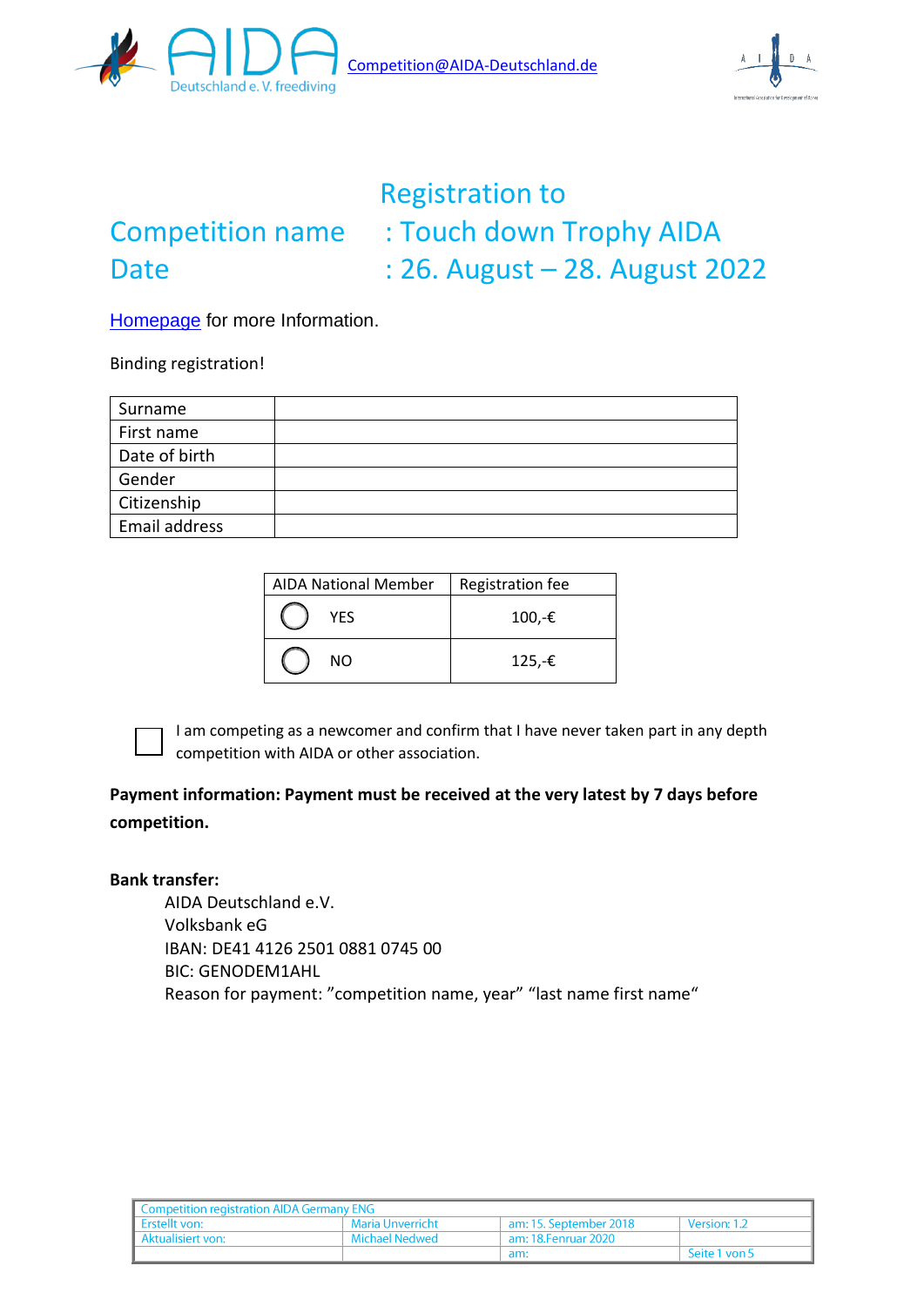Competition@AIDA-Deutschland.de

# Registration to

**Competition name** : Touch down Trophy AIDA

**Date** : 26. August – 28. August 2022

Homepage for more Information.

Binding registration!

| Surname | |
|---|---|
| First name | |
| Date of birth | |
| Gender | |
| Citizenship | |
| Email address | |

| AIDA National Member | Registration fee |
|---|---|
| ◯ YES | 100,-€ |
| ◯ NO | 125,-€ |

☐ I am competing as a newcomer and confirm that I have never taken part in any depth competition with AIDA or other association.

**Payment information: Payment must be received at the very latest by 7 days before competition.**

**Bank transfer:**

AIDA Deutschland e.V.
Volksbank eG
IBAN: DE41 4126 2501 0881 0745 00
BIC: GENODEM1AHL
Reason for payment: "competition name, year" "last name first name"

| Competition registration AIDA Germany ENG | | | |
|---|---|---|---|
| Erstellt von: | Maria Unverricht | am: 15. September 2018 | Version: 1.2 |
| Aktualisiert von: | Michael Nedwed | am: 18.Fenruar 2020 | |
| | | am: | |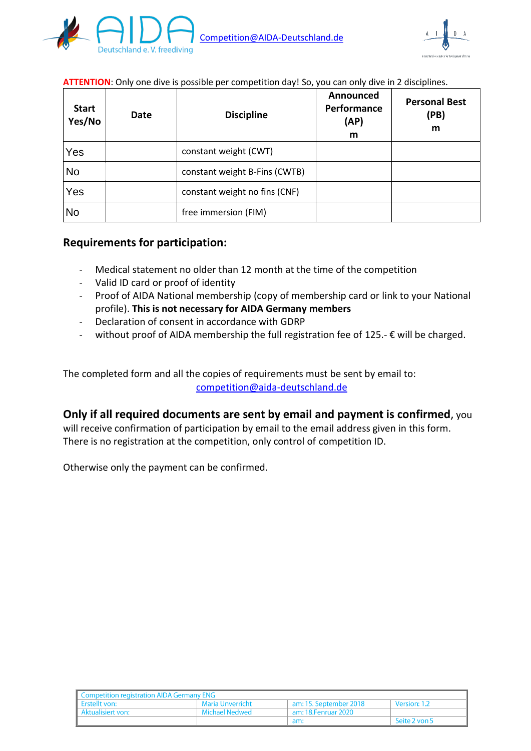Competition@AIDA-Deutschland.de

**ATTENTION**: Only one dive is possible per competition day! So, you can only dive in 2 disciplines.

| Start Yes/No | Date | Discipline | Announced Performance (AP) m | Personal Best (PB) m |
|---|---|---|---|---|
| Yes | | constant weight (CWT) | | |
| No | | constant weight B-Fins (CWTB) | | |
| Yes | | constant weight no fins (CNF) | | |
| No | | free immersion (FIM) | | |

## Requirements for participation:

- Medical statement no older than 12 month at the time of the competition
- Valid ID card or proof of identity
- Proof of AIDA National membership (copy of membership card or link to your National profile). **This is not necessary for AIDA Germany members**
- Declaration of consent in accordance with GDRP
- without proof of AIDA membership the full registration fee of 125.- € will be charged.

The completed form and all the copies of requirements must be sent by email to:
competition@aida-deutschland.de

**Only if all required documents are sent by email and payment is confirmed**, you will receive confirmation of participation by email to the email address given in this form. There is no registration at the competition, only control of competition ID.

Otherwise only the payment can be confirmed.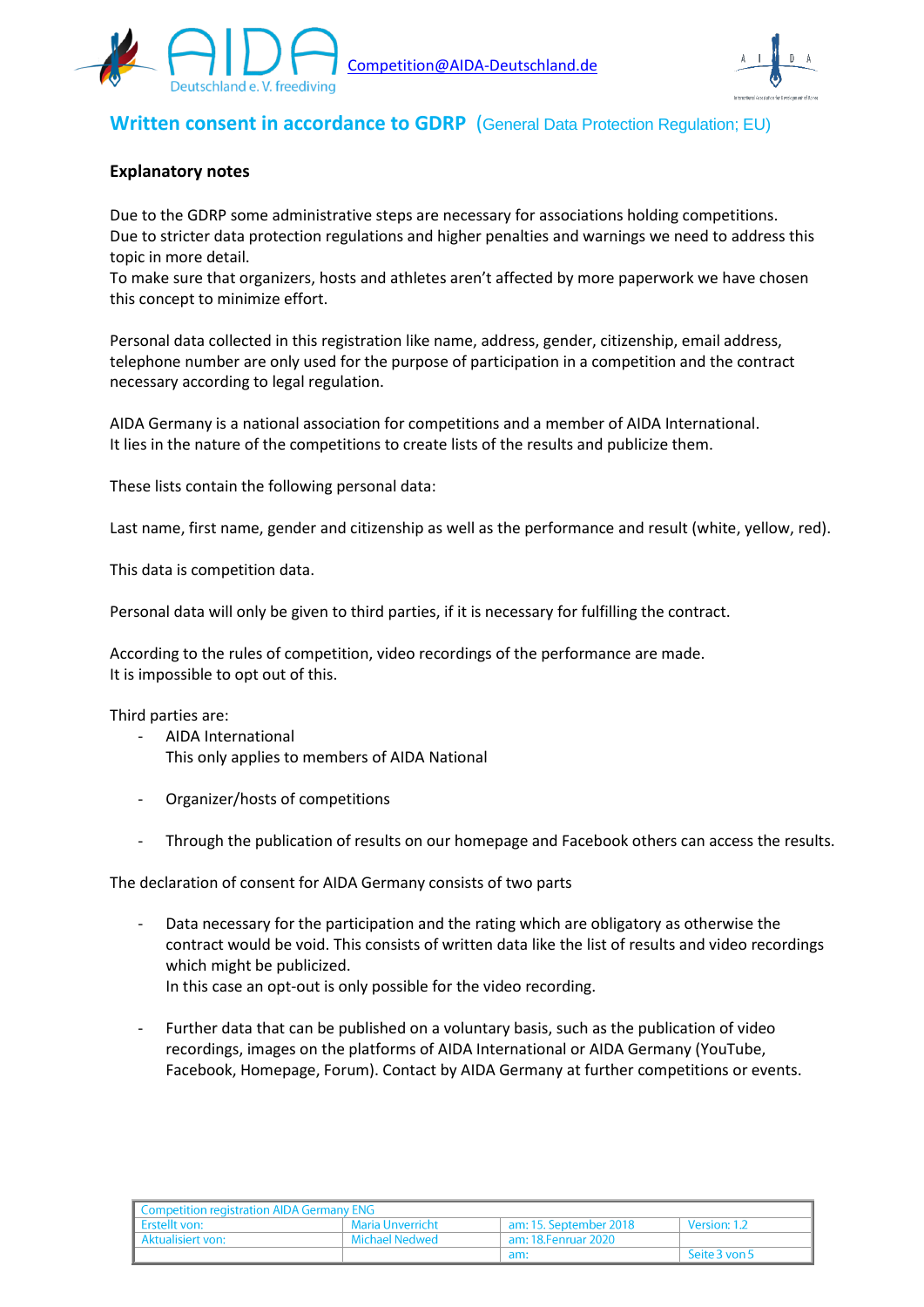Competition@AIDA-Deutschland.de

## Written consent in accordance to GDRP (General Data Protection Regulation; EU)

**Explanatory notes**

Due to the GDRP some administrative steps are necessary for associations holding competitions. Due to stricter data protection regulations and higher penalties and warnings we need to address this topic in more detail.
To make sure that organizers, hosts and athletes aren't affected by more paperwork we have chosen this concept to minimize effort.

Personal data collected in this registration like name, address, gender, citizenship, email address, telephone number are only used for the purpose of participation in a competition and the contract necessary according to legal regulation.

AIDA Germany is a national association for competitions and a member of AIDA International.
It lies in the nature of the competitions to create lists of the results and publicize them.

These lists contain the following personal data:

Last name, first name, gender and citizenship as well as the performance and result (white, yellow, red).

This data is competition data.

Personal data will only be given to third parties, if it is necessary for fulfilling the contract.

According to the rules of competition, video recordings of the performance are made.
It is impossible to opt out of this.

Third parties are:

- AIDA International
  This only applies to members of AIDA National

- Organizer/hosts of competitions

- Through the publication of results on our homepage and Facebook others can access the results.

The declaration of consent for AIDA Germany consists of two parts

- Data necessary for the participation and the rating which are obligatory as otherwise the contract would be void. This consists of written data like the list of results and video recordings which might be publicized.
  In this case an opt-out is only possible for the video recording.

- Further data that can be published on a voluntary basis, such as the publication of video recordings, images on the platforms of AIDA International or AIDA Germany (YouTube, Facebook, Homepage, Forum). Contact by AIDA Germany at further competitions or events.

| Competition registration AIDA Germany ENG | | | |
|---|---|---|---|
| Erstellt von: | Maria Unverricht | am: 15. September 2018 | Version: 1.2 |
| Aktualisiert von: | Michael Nedwed | am: 18.Fenruar 2020 | |
| | | am: | |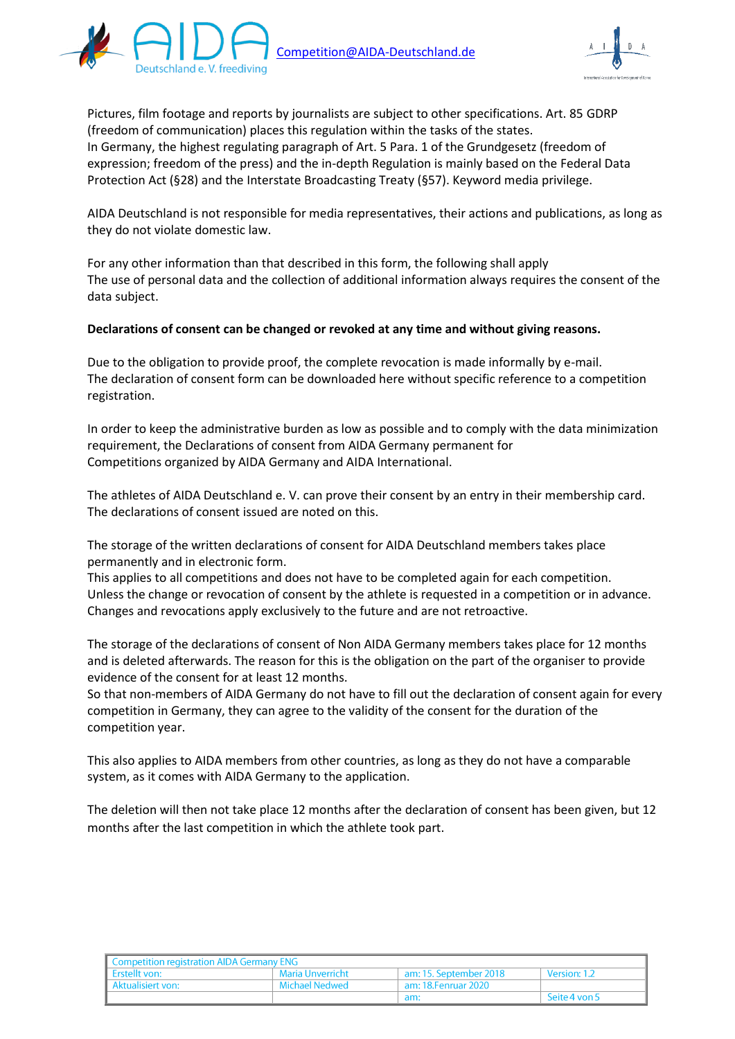Pictures, film footage and reports by journalists are subject to other specifications. Art. 85 GDRP (freedom of communication) places this regulation within the tasks of the states.
In Germany, the highest regulating paragraph of Art. 5 Para. 1 of the Grundgesetz (freedom of expression; freedom of the press) and the in-depth Regulation is mainly based on the Federal Data Protection Act (§28) and the Interstate Broadcasting Treaty (§57). Keyword media privilege.

AIDA Deutschland is not responsible for media representatives, their actions and publications, as long as they do not violate domestic law.

For any other information than that described in this form, the following shall apply
The use of personal data and the collection of additional information always requires the consent of the data subject.

**Declarations of consent can be changed or revoked at any time and without giving reasons.**

Due to the obligation to provide proof, the complete revocation is made informally by e-mail.
The declaration of consent form can be downloaded here without specific reference to a competition registration.

In order to keep the administrative burden as low as possible and to comply with the data minimization requirement, the Declarations of consent from AIDA Germany permanent for Competitions organized by AIDA Germany and AIDA International.

The athletes of AIDA Deutschland e. V. can prove their consent by an entry in their membership card. The declarations of consent issued are noted on this.

The storage of the written declarations of consent for AIDA Deutschland members takes place permanently and in electronic form.
This applies to all competitions and does not have to be completed again for each competition.
Unless the change or revocation of consent by the athlete is requested in a competition or in advance.
Changes and revocations apply exclusively to the future and are not retroactive.

The storage of the declarations of consent of Non AIDA Germany members takes place for 12 months and is deleted afterwards. The reason for this is the obligation on the part of the organiser to provide evidence of the consent for at least 12 months.
So that non-members of AIDA Germany do not have to fill out the declaration of consent again for every competition in Germany, they can agree to the validity of the consent for the duration of the competition year.

This also applies to AIDA members from other countries, as long as they do not have a comparable system, as it comes with AIDA Germany to the application.

The deletion will then not take place 12 months after the declaration of consent has been given, but 12 months after the last competition in which the athlete took part.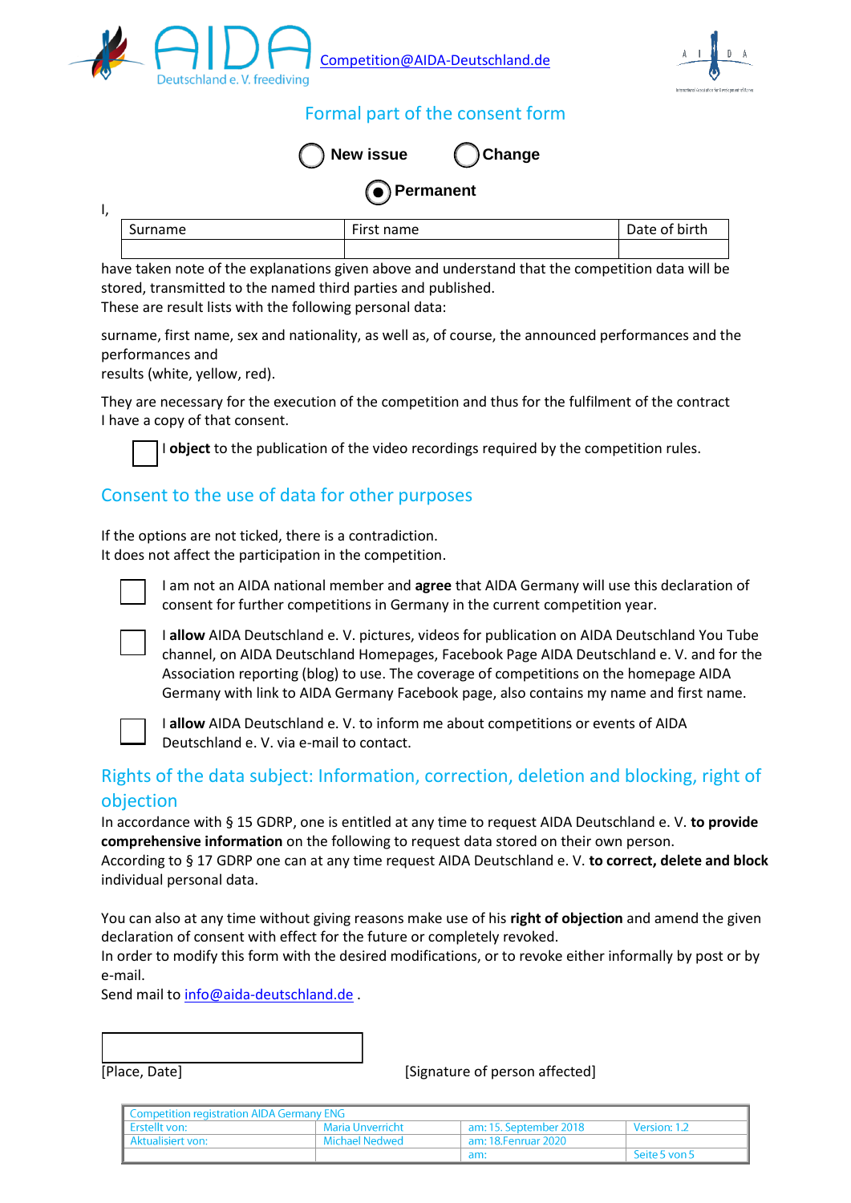Competition@AIDA-Deutschland.de

## Formal part of the consent form

◯ New issue ◯ Change

◉ Permanent

I,

| Surname | First name | Date of birth |
| --- | --- | --- |
| | | |

have taken note of the explanations given above and understand that the competition data will be stored, transmitted to the named third parties and published.
These are result lists with the following personal data:

surname, first name, sex and nationality, as well as, of course, the announced performances and the performances and
results (white, yellow, red).

They are necessary for the execution of the competition and thus for the fulfilment of the contract
I have a copy of that consent.

☐ I **object** to the publication of the video recordings required by the competition rules.

## Consent to the use of data for other purposes

If the options are not ticked, there is a contradiction.
It does not affect the participation in the competition.

☐ I am not an AIDA national member and **agree** that AIDA Germany will use this declaration of consent for further competitions in Germany in the current competition year.

☐ I **allow** AIDA Deutschland e. V. pictures, videos for publication on AIDA Deutschland You Tube channel, on AIDA Deutschland Homepages, Facebook Page AIDA Deutschland e. V. and for the Association reporting (blog) to use. The coverage of competitions on the homepage AIDA Germany with link to AIDA Germany Facebook page, also contains my name and first name.

☐ I **allow** AIDA Deutschland e. V. to inform me about competitions or events of AIDA Deutschland e. V. via e-mail to contact.

## Rights of the data subject: Information, correction, deletion and blocking, right of objection

In accordance with § 15 GDRP, one is entitled at any time to request AIDA Deutschland e. V. **to provide comprehensive information** on the following to request data stored on their own person.
According to § 17 GDRP one can at any time request AIDA Deutschland e. V. **to correct, delete and block** individual personal data.

You can also at any time without giving reasons make use of his **right of objection** and amend the given declaration of consent with effect for the future or completely revoked.
In order to modify this form with the desired modifications, or to revoke either informally by post or by e-mail.
Send mail to info@aida-deutschland.de .

[Place, Date] [Signature of person affected]

| Competition registration AIDA Germany ENG | | | |
| --- | --- | --- | --- |
| Erstellt von: | Maria Unverricht | am: 15. September 2018 | Version: 1.2 |
| Aktualisiert von: | Michael Nedwed | am: 18.Fenruar 2020 | |
| | | am: | Seite 5 von 5 |